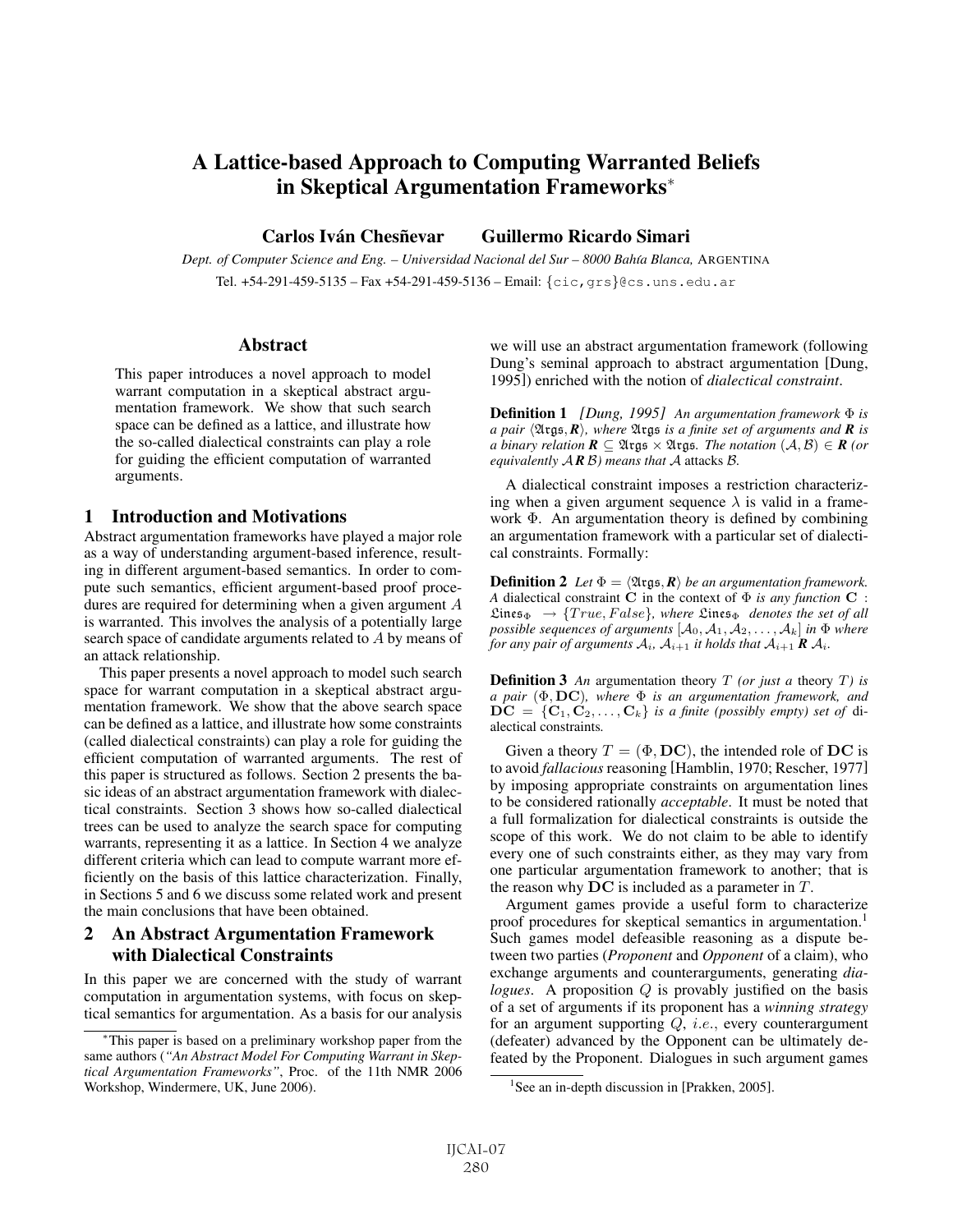# A Lattice-based Approach to Computing Warranted Beliefs in Skeptical Argumentation Frameworks*

**Carlos Iván Chesñevar** **Guillermo Ricardo Simari**

*Dept. of Computer Science and Eng. – Universidad Nacional del Sur – 8000 Bahía Blanca,* ARGENTINA

Tel. +54-291-459-5135 – Fax +54-291-459-5136 – Email: {cic,grs}@cs.uns.edu.ar

## Abstract

This paper introduces a novel approach to model warrant computation in a skeptical abstract argumentation framework. We show that such search space can be defined as a lattice, and illustrate how the so-called dialectical constraints can play a role for guiding the efficient computation of warranted arguments.

## 1 Introduction and Motivations

Abstract argumentation frameworks have played a major role as a way of understanding argument-based inference, resulting in different argument-based semantics. In order to compute such semantics, efficient argument-based proof procedures are required for determining when a given argument $A$ is warranted. This involves the analysis of a potentially large search space of candidate arguments related to $A$ by means of an attack relationship.

This paper presents a novel approach to model such search space for warrant computation in a skeptical abstract argumentation framework. We show that the above search space can be defined as a lattice, and illustrate how some constraints (called dialectical constraints) can play a role for guiding the efficient computation of warranted arguments. The rest of this paper is structured as follows. Section 2 presents the basic ideas of an abstract argumentation framework with dialectical constraints. Section 3 shows how so-called dialectical trees can be used to analyze the search space for computing warrants, representing it as a lattice. In Section 4 we analyze different criteria which can lead to compute warrant more efficiently on the basis of this lattice characterization. Finally, in Sections 5 and 6 we discuss some related work and present the main conclusions that have been obtained.

## 2 An Abstract Argumentation Framework with Dialectical Constraints

In this paper we are concerned with the study of warrant computation in argumentation systems, with focus on skeptical semantics for argumentation. As a basis for our analysis we will use an abstract argumentation framework (following Dung's seminal approach to abstract argumentation [Dung, 1995]) enriched with the notion of *dialectical constraint*.

**Definition 1** *[Dung, 1995] An argumentation framework $\Phi$ is a pair $\langle \mathfrak{Args}, \boldsymbol{R} \rangle$, where $\mathfrak{Args}$ is a finite set of arguments and $\boldsymbol{R}$ is a binary relation $\boldsymbol{R} \subseteq \mathfrak{Args} \times \mathfrak{Args}$. The notation $(\mathcal{A}, \mathcal{B}) \in \boldsymbol{R}$ (or equivalently $\mathcal{A} \boldsymbol{R} \mathcal{B}$) means that $\mathcal{A}$ attacks $\mathcal{B}$.*

A dialectical constraint imposes a restriction characterizing when a given argument sequence $\lambda$ is valid in a framework $\Phi$. An argumentation theory is defined by combining an argumentation framework with a particular set of dialectical constraints. Formally:

**Definition 2** *Let $\Phi = \langle \mathfrak{Args}, \boldsymbol{R} \rangle$ be an argumentation framework. A* dialectical constraint $\mathbf{C}$ *in the context of $\Phi$ is any function $\mathbf{C} : \mathfrak{Lines}_{\Phi} \rightarrow \{True, False\}$, where $\mathfrak{Lines}_{\Phi}$ denotes the set of all possible sequences of arguments $[\mathcal{A}_0, \mathcal{A}_1, \mathcal{A}_2, \ldots, \mathcal{A}_k]$ in $\Phi$ where for any pair of arguments $\mathcal{A}_i$, $\mathcal{A}_{i+1}$ it holds that $\mathcal{A}_{i+1} \boldsymbol{R} \mathcal{A}_i$.*

**Definition 3** *An* argumentation theory *$T$ (or just a* theory *$T$) is a pair $(\Phi, \mathbf{DC})$, where $\Phi$ is an argumentation framework, and $\mathbf{DC} = \{\mathbf{C}_1, \mathbf{C}_2, \ldots, \mathbf{C}_k\}$ is a finite (possibly empty) set of* dialectical constraints*.*

Given a theory $T = (\Phi, \mathbf{DC})$, the intended role of $\mathbf{DC}$ is to avoid *fallacious* reasoning [Hamblin, 1970; Rescher, 1977] by imposing appropriate constraints on argumentation lines to be considered rationally *acceptable*. It must be noted that a full formalization for dialectical constraints is outside the scope of this work. We do not claim to be able to identify every one of such constraints either, as they may vary from one particular argumentation framework to another; that is the reason why $\mathbf{DC}$ is included as a parameter in $T$.

Argument games provide a useful form to characterize proof procedures for skeptical semantics in argumentation.[1] Such games model defeasible reasoning as a dispute between two parties (*Proponent* and *Opponent* of a claim), who exchange arguments and counterarguments, generating *dialogues*. A proposition $Q$ is provably justified on the basis of a set of arguments if its proponent has a *winning strategy* for an argument supporting $Q$, *i.e.*, every counterargument (defeater) advanced by the Opponent can be ultimately defeated by the Proponent. Dialogues in such argument games

---

*This paper is based on a preliminary workshop paper from the same authors (*"An Abstract Model For Computing Warrant in Skeptical Argumentation Frameworks"*, Proc. of the 11th NMR 2006 Workshop, Windermere, UK, June 2006).

[1] See an in-depth discussion in [Prakken, 2005].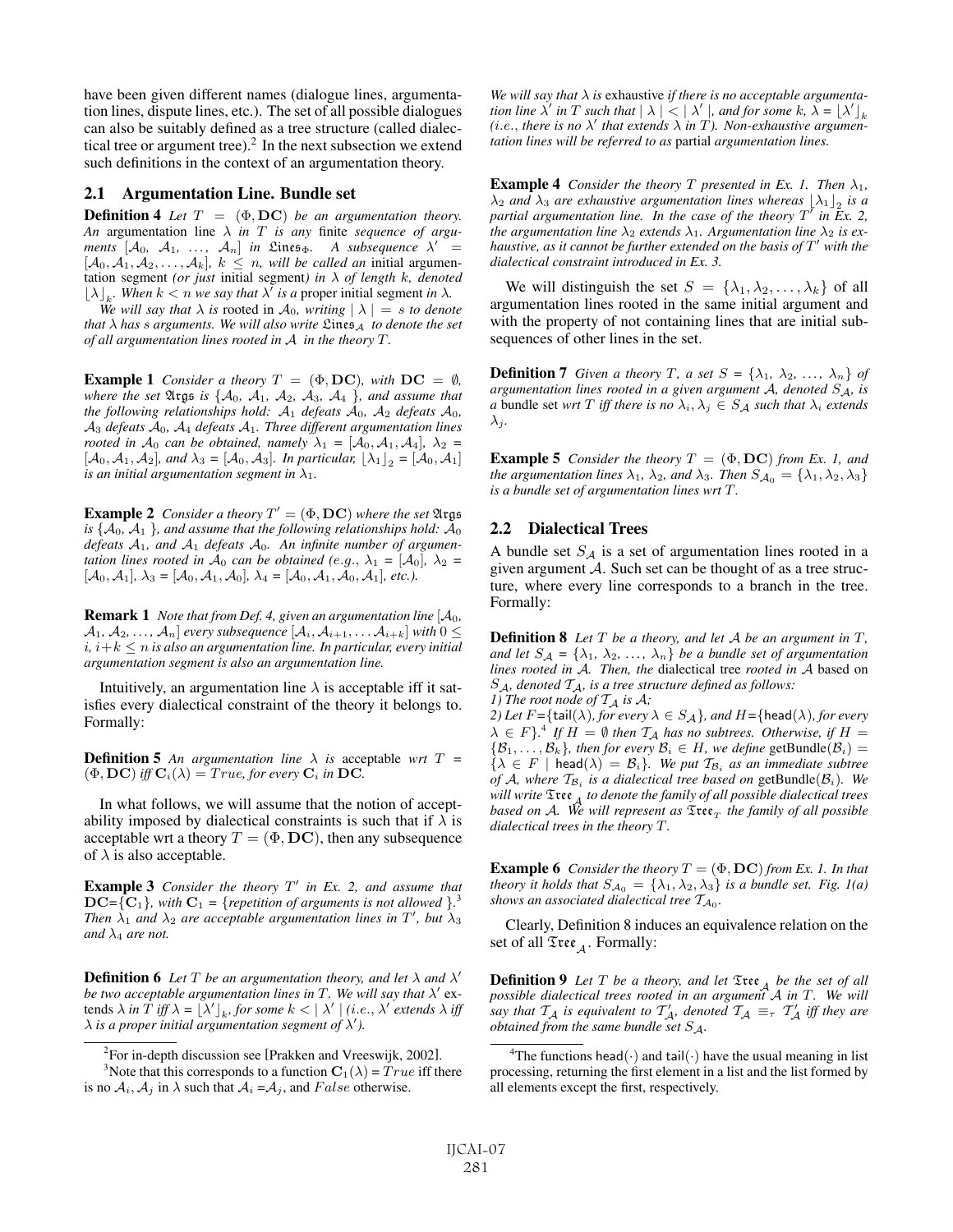have been given different names (dialogue lines, argumentation lines, dispute lines, etc.). The set of all possible dialogues can also be suitably defined as a tree structure (called dialectical tree or argument tree).[2] In the next subsection we extend such definitions in the context of an argumentation theory.

## 2.1 Argumentation Line. Bundle set

**Definition 4** *Let $T = (\Phi, \mathbf{DC})$ be an argumentation theory. An* argumentation line *$\lambda$ in $T$ is any* finite *sequence of arguments $[\mathcal{A}_0, \mathcal{A}_1, \ldots, \mathcal{A}_n]$ in $\mathfrak{Lines}_\Phi$. A subsequence $\lambda' = [\mathcal{A}_0, \mathcal{A}_1, \mathcal{A}_2, \ldots, \mathcal{A}_k]$, $k \leq n$, will be called an* initial argumentation segment *(or just* initial segment*) in $\lambda$ of length $k$, denoted $\lfloor \lambda \rfloor_k$. When $k < n$ we say that $\lambda'$ is a* proper initial segment *in $\lambda$.*

*We will say that $\lambda$ is* rooted *in $\mathcal{A}_0$, writing $\mid \lambda \mid = s$ to denote that $\lambda$ has $s$ arguments. We will also write $\mathfrak{Lines}_\mathcal{A}$ to denote the set of all argumentation lines rooted in $\mathcal{A}$ in the theory $T$.*

**Example 1** *Consider a theory $T = (\Phi, \mathbf{DC})$, with $\mathbf{DC} = \emptyset$, where the set $\mathfrak{Args}$ is $\{\mathcal{A}_0, \mathcal{A}_1, \mathcal{A}_2, \mathcal{A}_3, \mathcal{A}_4\}$, and assume that the following relationships hold: $\mathcal{A}_1$ defeats $\mathcal{A}_0$, $\mathcal{A}_2$ defeats $\mathcal{A}_0$, $\mathcal{A}_3$ defeats $\mathcal{A}_0$, $\mathcal{A}_4$ defeats $\mathcal{A}_1$. Three different argumentation lines rooted in $\mathcal{A}_0$ can be obtained, namely $\lambda_1 = [\mathcal{A}_0, \mathcal{A}_1, \mathcal{A}_4]$, $\lambda_2 = [\mathcal{A}_0, \mathcal{A}_1, \mathcal{A}_2]$, and $\lambda_3 = [\mathcal{A}_0, \mathcal{A}_3]$. In particular, $\lfloor \lambda_1 \rfloor_2 = [\mathcal{A}_0, \mathcal{A}_1]$ is an initial argumentation segment in $\lambda_1$.*

**Example 2** *Consider a theory $T' = (\Phi, \mathbf{DC})$ where the set $\mathfrak{Args}$ is $\{\mathcal{A}_0, \mathcal{A}_1\}$, and assume that the following relationships hold: $\mathcal{A}_0$ defeats $\mathcal{A}_1$, and $\mathcal{A}_1$ defeats $\mathcal{A}_0$. An infinite number of argumentation lines rooted in $\mathcal{A}_0$ can be obtained (e.g., $\lambda_1 = [\mathcal{A}_0]$, $\lambda_2 = [\mathcal{A}_0, \mathcal{A}_1]$, $\lambda_3 = [\mathcal{A}_0, \mathcal{A}_1, \mathcal{A}_0]$, $\lambda_4 = [\mathcal{A}_0, \mathcal{A}_1, \mathcal{A}_0, \mathcal{A}_1]$, etc.).*

**Remark 1** *Note that from Def. 4, given an argumentation line $[\mathcal{A}_0, \mathcal{A}_1, \mathcal{A}_2, \ldots, \mathcal{A}_n]$ every subsequence $[\mathcal{A}_i, \mathcal{A}_{i+1}, \ldots \mathcal{A}_{i+k}]$ with $0 \leq i, i+k \leq n$ is also an argumentation line. In particular, every initial argumentation segment is also an argumentation line.*

Intuitively, an argumentation line $\lambda$ is acceptable iff it satisfies every dialectical constraint of the theory it belongs to. Formally:

**Definition 5** *An argumentation line $\lambda$ is* acceptable *wrt $T = (\Phi, \mathbf{DC})$ iff $\mathbf{C}_i(\lambda) = True$, for every $\mathbf{C}_i$ in $\mathbf{DC}$.*

In what follows, we will assume that the notion of acceptability imposed by dialectical constraints is such that if $\lambda$ is acceptable wrt a theory $T = (\Phi, \mathbf{DC})$, then any subsequence of $\lambda$ is also acceptable.

**Example 3** *Consider the theory $T'$ in Ex. 2, and assume that $\mathbf{DC}$=$\{\mathbf{C}_1\}$, with $\mathbf{C}_1$ = {repetition of arguments is not allowed }.[3] Then $\lambda_1$ and $\lambda_2$ are acceptable argumentation lines in $T'$, but $\lambda_3$ and $\lambda_4$ are not.*

**Definition 6** *Let $T$ be an argumentation theory, and let $\lambda$ and $\lambda'$ be two acceptable argumentation lines in $T$. We will say that $\lambda'$* extends *$\lambda$ in $T$ iff $\lambda = \lfloor \lambda' \rfloor_k$, for some $k < \mid \lambda' \mid$ (i.e., $\lambda'$ extends $\lambda$ iff $\lambda$ is a proper initial segment of $\lambda'$).*

*We will say that $\lambda$ is* exhaustive *if there is no acceptable argumentation line $\lambda'$ in $T$ such that $\mid \lambda \mid < \mid \lambda' \mid$, and for some $k$, $\lambda = \lfloor \lambda' \rfloor_k$ (i.e., there is no $\lambda'$ that extends $\lambda$ in $T$). Non-exhaustive argumentation lines will be referred to as* partial *argumentation lines.*

**Example 4** *Consider the theory $T$ presented in Ex. 1. Then $\lambda_1$, $\lambda_2$ and $\lambda_3$ are exhaustive argumentation lines whereas $\lfloor \lambda_1 \rfloor_2$ is a partial argumentation line. In the case of the theory $T'$ in Ex. 2, the argumentation line $\lambda_2$ extends $\lambda_1$. Argumentation line $\lambda_2$ is exhaustive, as it cannot be further extended on the basis of $T'$ with the dialectical constraint introduced in Ex. 3.*

We will distinguish the set $S = \{\lambda_1, \lambda_2, \ldots, \lambda_k\}$ of all argumentation lines rooted in the same initial argument and with the property of not containing lines that are initial subsequences of other lines in the set.

**Definition 7** *Given a theory $T$, a set $S = \{\lambda_1, \lambda_2, \ldots, \lambda_n\}$ of argumentation lines rooted in a given argument $\mathcal{A}$, denoted $S_\mathcal{A}$, is a* bundle set *wrt $T$ iff there is no $\lambda_i, \lambda_j \in S_\mathcal{A}$ such that $\lambda_i$ extends $\lambda_j$.*

**Example 5** *Consider the theory $T = (\Phi, \mathbf{DC})$ from Ex. 1, and the argumentation lines $\lambda_1$, $\lambda_2$, and $\lambda_3$. Then $S_{\mathcal{A}_0} = \{\lambda_1, \lambda_2, \lambda_3\}$ is a bundle set of argumentation lines wrt $T$.*

## 2.2 Dialectical Trees

A bundle set $S_\mathcal{A}$ is a set of argumentation lines rooted in a given argument $\mathcal{A}$. Such set can be thought of as a tree structure, where every line corresponds to a branch in the tree. Formally:

**Definition 8** *Let $T$ be a theory, and let $\mathcal{A}$ be an argument in $T$, and let $S_\mathcal{A} = \{\lambda_1, \lambda_2, \ldots, \lambda_n\}$ be a bundle set of argumentation lines rooted in $\mathcal{A}$. Then, the* dialectical tree *rooted in $\mathcal{A}$ based on $S_\mathcal{A}$, denoted $\mathcal{T}_\mathcal{A}$, is a tree structure defined as follows:*
*1) The root node of $\mathcal{T}_\mathcal{A}$ is $\mathcal{A}$;*
*2) Let $F$=$\{\mathsf{tail}(\lambda)$, for every $\lambda \in S_\mathcal{A}\}$, and $H$=$\{\mathsf{head}(\lambda)$, for every $\lambda \in F\}$.[4] If $H = \emptyset$ then $\mathcal{T}_\mathcal{A}$ has no subtrees. Otherwise, if $H = \{\mathcal{B}_1, \ldots, \mathcal{B}_k\}$, then for every $\mathcal{B}_i \in H$, we define* getBundle$(\mathcal{B}_i)$ $= \{\lambda \in F \mid \mathsf{head}(\lambda) = \mathcal{B}_i\}$. *We put $\mathcal{T}_{\mathcal{B}_i}$ as an immediate subtree of $\mathcal{A}$, where $\mathcal{T}_{\mathcal{B}_i}$ is a dialectical tree based on* getBundle$(\mathcal{B}_i)$. *We will write $\mathfrak{Tree}_\mathcal{A}$ to denote the family of all possible dialectical trees based on $\mathcal{A}$. We will represent as $\mathfrak{Tree}_T$ the family of all possible dialectical trees in the theory $T$.*

**Example 6** *Consider the theory $T = (\Phi, \mathbf{DC})$ from Ex. 1. In that theory it holds that $S_{\mathcal{A}_0} = \{\lambda_1, \lambda_2, \lambda_3\}$ is a bundle set. Fig. 1(a) shows an associated dialectical tree $\mathcal{T}_{\mathcal{A}_0}$.*

Clearly, Definition 8 induces an equivalence relation on the set of all $\mathfrak{Tree}_\mathcal{A}$. Formally:

**Definition 9** *Let $T$ be a theory, and let $\mathfrak{Tree}_\mathcal{A}$ be the set of all possible dialectical trees rooted in an argument $\mathcal{A}$ in $T$. We will say that $\mathcal{T}_\mathcal{A}$ is equivalent to $\mathcal{T}'_\mathcal{A}$, denoted $\mathcal{T}_\mathcal{A} \equiv_\tau \mathcal{T}'_\mathcal{A}$ iff they are obtained from the same bundle set $S_\mathcal{A}$.*

---

[2] For in-depth discussion see [Prakken and Vreeswijk, 2002].

[3] Note that this corresponds to a function $\mathbf{C}_1(\lambda) = True$ iff there is no $\mathcal{A}_i, \mathcal{A}_j$ in $\lambda$ such that $\mathcal{A}_i = \mathcal{A}_j$, and $False$ otherwise.

[4] The functions $\mathsf{head}(\cdot)$ and $\mathsf{tail}(\cdot)$ have the usual meaning in list processing, returning the first element in a list and the list formed by all elements except the first, respectively.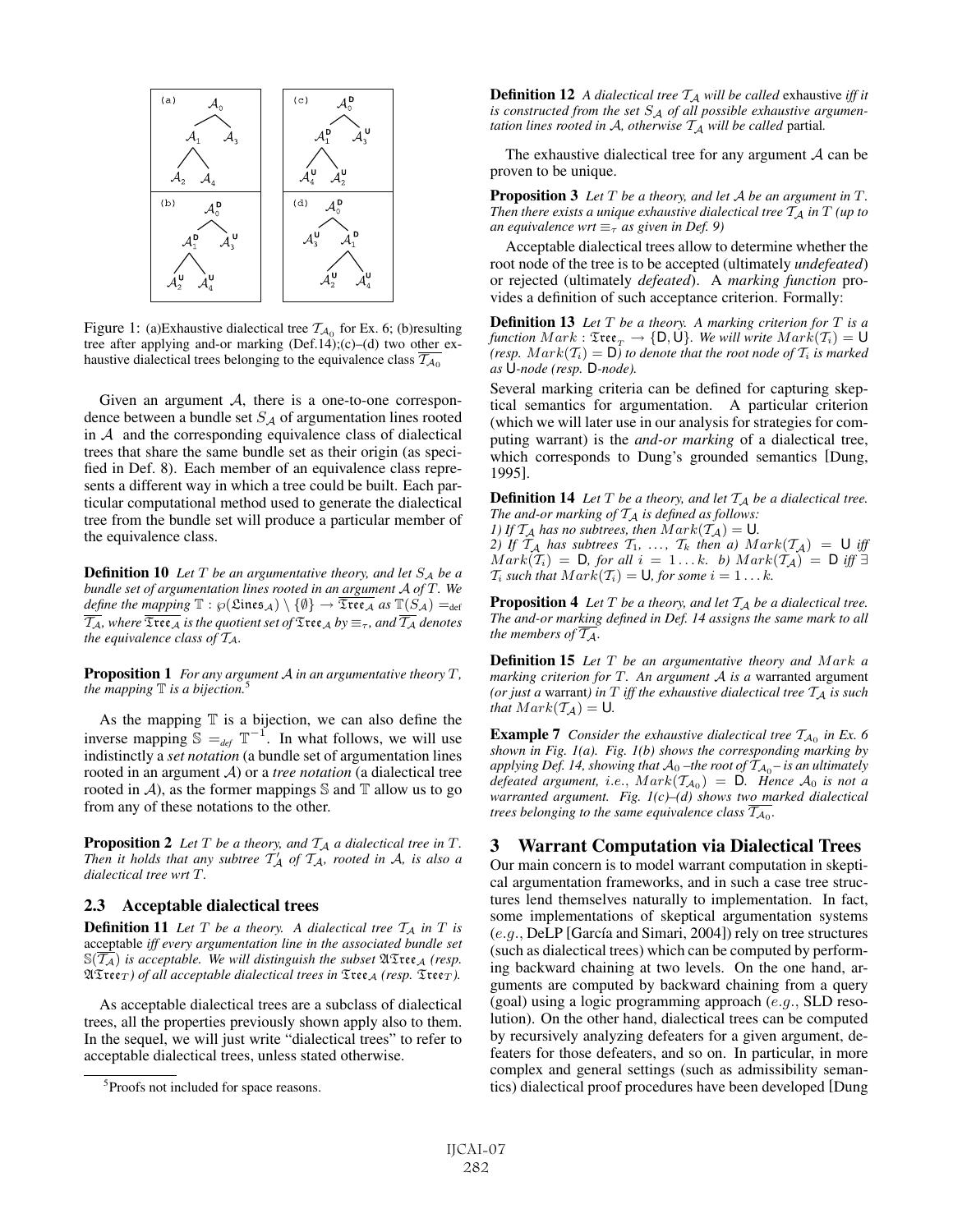Figure 1: (a)Exhaustive dialectical tree $\mathcal{T}_{\mathcal{A}_0}$ for Ex. 6; (b)resulting tree after applying and-or marking (Def.14);(c)–(d) two other exhaustive dialectical trees belonging to the equivalence class $\overline{\mathcal{T}_{\mathcal{A}_0}}$

Given an argument $\mathcal{A}$, there is a one-to-one correspondence between a bundle set $S_\mathcal{A}$ of argumentation lines rooted in $\mathcal{A}$ and the corresponding equivalence class of dialectical trees that share the same bundle set as their origin (as specified in Def. 8). Each member of an equivalence class represents a different way in which a tree could be built. Each particular computational method used to generate the dialectical tree from the bundle set will produce a particular member of the equivalence class.

**Definition 10** *Let $T$ be an argumentative theory, and let $S_\mathcal{A}$ be a bundle set of argumentation lines rooted in an argument $\mathcal{A}$ of $T$. We define the mapping $\mathbb{T} : \wp(\mathfrak{Lines}_\mathcal{A}) \setminus \{\emptyset\} \rightarrow \overline{\mathfrak{Tree}_\mathcal{A}}$ as $\mathbb{T}(S_\mathcal{A}) =_{\text{def}} \overline{\mathcal{T}_\mathcal{A}}$, where $\overline{\mathfrak{Tree}_\mathcal{A}}$ is the quotient set of $\mathfrak{Tree}_\mathcal{A}$ by $\equiv_\tau$, and $\overline{\mathcal{T}_\mathcal{A}}$ denotes the equivalence class of $\mathcal{T}_\mathcal{A}$.*

**Proposition 1** *For any argument $\mathcal{A}$ in an argumentative theory $T$, the mapping $\mathbb{T}$ is a bijection.*[5]

As the mapping $\mathbb{T}$ is a bijection, we can also define the inverse mapping $\mathbb{S} =_{def} \mathbb{T}^{-1}$. In what follows, we will use indistinctly a *set notation* (a bundle set of argumentation lines rooted in an argument $\mathcal{A}$) or a *tree notation* (a dialectical tree rooted in $\mathcal{A}$), as the former mappings $\mathbb{S}$ and $\mathbb{T}$ allow us to go from any of these notations to the other.

**Proposition 2** *Let $T$ be a theory, and $\mathcal{T}_\mathcal{A}$ a dialectical tree in $T$. Then it holds that any subtree $\mathcal{T}'_\mathcal{A}$ of $\mathcal{T}_\mathcal{A}$, rooted in $\mathcal{A}$, is also a dialectical tree wrt $T$.*

### 2.3 Acceptable dialectical trees

**Definition 11** *Let $T$ be a theory. A dialectical tree $\mathcal{T}_\mathcal{A}$ in $T$ is* acceptable *iff every argumentation line in the associated bundle set $\mathbb{S}(\overline{\mathcal{T}_\mathcal{A}})$ is acceptable. We will distinguish the subset $\mathfrak{ATree}_\mathcal{A}$ (resp. $\mathfrak{ATree}_T$) of all acceptable dialectical trees in $\mathfrak{Tree}_\mathcal{A}$ (resp. $\mathfrak{Tree}_T$).*

As acceptable dialectical trees are a subclass of dialectical trees, all the properties previously shown apply also to them. In the sequel, we will just write "dialectical trees" to refer to acceptable dialectical trees, unless stated otherwise.

[5] Proofs not included for space reasons.

**Definition 12** *A dialectical tree $\mathcal{T}_\mathcal{A}$ will be called* exhaustive *iff it is constructed from the set $S_\mathcal{A}$ of all possible exhaustive argumentation lines rooted in $\mathcal{A}$, otherwise $\mathcal{T}_\mathcal{A}$ will be called* partial*.*

The exhaustive dialectical tree for any argument $\mathcal{A}$ can be proven to be unique.

**Proposition 3** *Let $T$ be a theory, and let $\mathcal{A}$ be an argument in $T$. Then there exists a unique exhaustive dialectical tree $\mathcal{T}_\mathcal{A}$ in $T$ (up to an equivalence wrt $\equiv_\tau$ as given in Def. 9)*

Acceptable dialectical trees allow to determine whether the root node of the tree is to be accepted (ultimately *undefeated*) or rejected (ultimately *defeated*). A *marking function* provides a definition of such acceptance criterion. Formally:

**Definition 13** *Let $T$ be a theory. A marking criterion for $T$ is a function $Mark : \mathfrak{Tree}_T \rightarrow \{\mathsf{D}, \mathsf{U}\}$. We will write $Mark(\mathcal{T}_i) = \mathsf{U}$ (resp. $Mark(\mathcal{T}_i) = \mathsf{D}$) to denote that the root node of $\mathcal{T}_i$ is marked as $\mathsf{U}$-node (resp. $\mathsf{D}$-node).*

Several marking criteria can be defined for capturing skeptical semantics for argumentation. A particular criterion (which we will later use in our analysis for strategies for computing warrant) is the *and-or marking* of a dialectical tree, which corresponds to Dung's grounded semantics [Dung, 1995].

**Definition 14** *Let $T$ be a theory, and let $\mathcal{T}_\mathcal{A}$ be a dialectical tree. The and-or marking of $\mathcal{T}_\mathcal{A}$ is defined as follows:*
*1) If $\mathcal{T}_\mathcal{A}$ has no subtrees, then $Mark(\mathcal{T}_\mathcal{A}) = \mathsf{U}$.*
*2) If $\mathcal{T}_\mathcal{A}$ has subtrees $\mathcal{T}_1, \ldots, \mathcal{T}_k$ then a) $Mark(\mathcal{T}_\mathcal{A}) = \mathsf{U}$ iff $Mark(\mathcal{T}_i) = \mathsf{D}$, for all $i = 1 \ldots k$. b) $Mark(\mathcal{T}_\mathcal{A}) = \mathsf{D}$ iff $\exists$ $\mathcal{T}_i$ such that $Mark(\mathcal{T}_i) = \mathsf{U}$, for some $i = 1 \ldots k$.*

**Proposition 4** *Let $T$ be a theory, and let $\mathcal{T}_\mathcal{A}$ be a dialectical tree. The and-or marking defined in Def. 14 assigns the same mark to all the members of $\overline{\mathcal{T}_\mathcal{A}}$.*

**Definition 15** *Let $T$ be an argumentative theory and $Mark$ a marking criterion for $T$. An argument $\mathcal{A}$ is a* warranted argument *(or just a* warrant*) in $T$ iff the exhaustive dialectical tree $\mathcal{T}_\mathcal{A}$ is such that $Mark(\mathcal{T}_\mathcal{A}) = \mathsf{U}$.*

**Example 7** *Consider the exhaustive dialectical tree $\mathcal{T}_{\mathcal{A}_0}$ in Ex. 6 shown in Fig. 1(a). Fig. 1(b) shows the corresponding marking by applying Def. 14, showing that $\mathcal{A}_0$ –the root of $\mathcal{T}_{\mathcal{A}_0}$– is an ultimately defeated argument, i.e., $Mark(\mathcal{T}_{\mathcal{A}_0}) = \mathsf{D}$. Hence $\mathcal{A}_0$ is not a warranted argument. Fig. 1(c)–(d) shows two marked dialectical trees belonging to the same equivalence class $\overline{\mathcal{T}_{\mathcal{A}_0}}$.*

## 3 Warrant Computation via Dialectical Trees

Our main concern is to model warrant computation in skeptical argumentation frameworks, and in such a case tree structures lend themselves naturally to implementation. In fact, some implementations of skeptical argumentation systems (*e.g.*, DeLP [García and Simari, 2004]) rely on tree structures (such as dialectical trees) which can be computed by performing backward chaining at two levels. On the one hand, arguments are computed by backward chaining from a query (goal) using a logic programming approach (*e.g.*, SLD resolution). On the other hand, dialectical trees can be computed by recursively analyzing defeaters for a given argument, defeaters for those defeaters, and so on. In particular, in more complex and general settings (such as admissibility semantics) dialectical proof procedures have been developed [Dung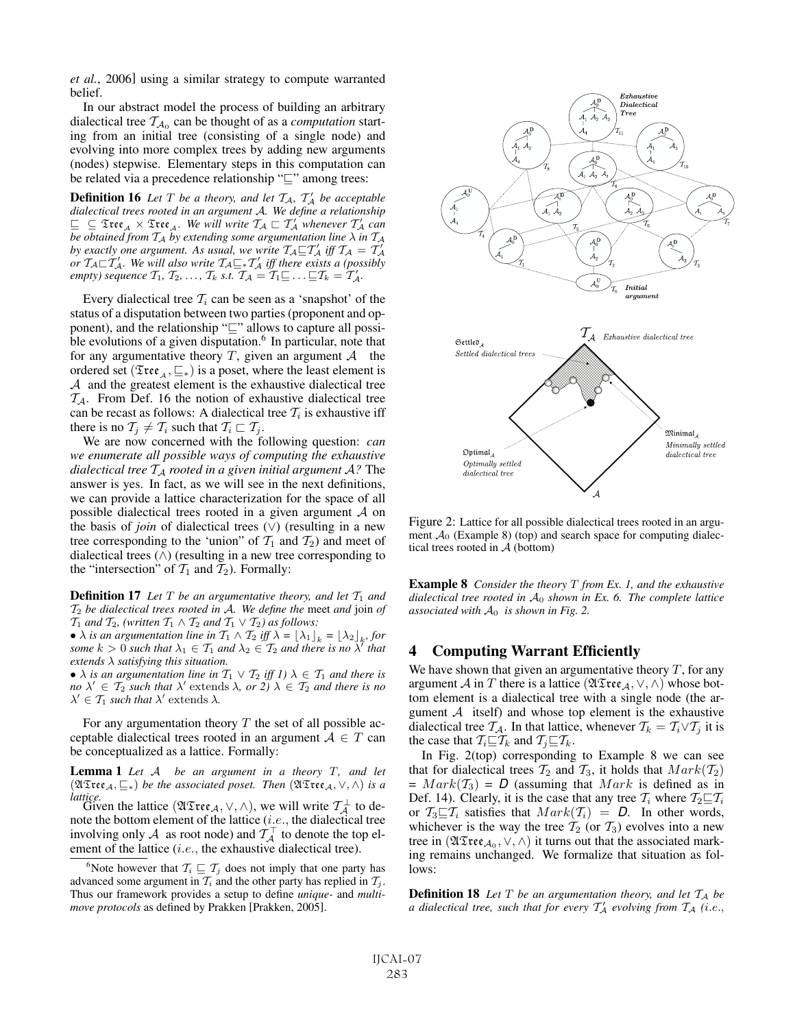*et al.*, 2006] using a similar strategy to compute warranted belief.

In our abstract model the process of building an arbitrary dialectical tree $\mathcal{T}_{\mathcal{A}_0}$ can be thought of as a *computation* starting from an initial tree (consisting of a single node) and evolving into more complex trees by adding new arguments (nodes) stepwise. Elementary steps in this computation can be related via a precedence relationship "$\sqsubseteq$" among trees:

**Definition 16** *Let $T$ be a theory, and let $\mathcal{T}_{\mathcal{A}}$, $\mathcal{T}'_{\mathcal{A}}$ be acceptable dialectical trees rooted in an argument $\mathcal{A}$. We define a relationship $\sqsubseteq \subseteq \mathfrak{Tree}_{\mathcal{A}} \times \mathfrak{Tree}_{\mathcal{A}}$. We will write $\mathcal{T}_{\mathcal{A}} \sqsubset \mathcal{T}'_{\mathcal{A}}$ whenever $\mathcal{T}'_{\mathcal{A}}$ can be obtained from $\mathcal{T}_{\mathcal{A}}$ by extending some argumentation line $\lambda$ in $\mathcal{T}_{\mathcal{A}}$ by exactly one argument. As usual, we write $\mathcal{T}_{\mathcal{A}} \sqsubseteq \mathcal{T}'_{\mathcal{A}}$ iff $\mathcal{T}_{\mathcal{A}} = \mathcal{T}'_{\mathcal{A}}$ or $\mathcal{T}_{\mathcal{A}} \sqsubset \mathcal{T}'_{\mathcal{A}}$. We will also write $\mathcal{T}_{\mathcal{A}} \sqsubseteq_* \mathcal{T}'_{\mathcal{A}}$ iff there exists a (possibly empty) sequence $\mathcal{T}_1, \mathcal{T}_2, \ldots, \mathcal{T}_k$ s.t. $\mathcal{T}_{\mathcal{A}} = \mathcal{T}_1 \sqsubseteq \ldots \sqsubseteq \mathcal{T}_k = \mathcal{T}'_{\mathcal{A}}$.*

Every dialectical tree $\mathcal{T}_i$ can be seen as a 'snapshot' of the status of a disputation between two parties (proponent and opponent), and the relationship "$\sqsubseteq$" allows to capture all possible evolutions of a given disputation.[6] In particular, note that for any argumentative theory $T$, given an argument $\mathcal{A}$ the ordered set $(\mathfrak{Tree}_{\mathcal{A}}, \sqsubseteq_*)$ is a poset, where the least element is $\mathcal{A}$ and the greatest element is the exhaustive dialectical tree $\mathcal{T}_{\mathcal{A}}$. From Def. 16 the notion of exhaustive dialectical tree can be recast as follows: A dialectical tree $\mathcal{T}_i$ is exhaustive iff there is no $\mathcal{T}_j \neq \mathcal{T}_i$ such that $\mathcal{T}_i \sqsubset \mathcal{T}_j$.

We are now concerned with the following question: *can we enumerate all possible ways of computing the exhaustive dialectical tree $\mathcal{T}_{\mathcal{A}}$ rooted in a given initial argument $\mathcal{A}$?* The answer is yes. In fact, as we will see in the next definitions, we can provide a lattice characterization for the space of all possible dialectical trees rooted in a given argument $\mathcal{A}$ on the basis of *join* of dialectical trees ($\vee$) (resulting in a new tree corresponding to the 'union" of $\mathcal{T}_1$ and $\mathcal{T}_2$) and meet of dialectical trees ($\wedge$) (resulting in a new tree corresponding to the "intersection" of $\mathcal{T}_1$ and $\mathcal{T}_2$). Formally:

**Definition 17** *Let $T$ be an argumentative theory, and let $\mathcal{T}_1$ and $\mathcal{T}_2$ be dialectical trees rooted in $\mathcal{A}$. We define the* meet *and* join *of $\mathcal{T}_1$ and $\mathcal{T}_2$, (written $\mathcal{T}_1 \wedge \mathcal{T}_2$ and $\mathcal{T}_1 \vee \mathcal{T}_2$) as follows:*

- *$\lambda$ is an argumentation line in $\mathcal{T}_1 \wedge \mathcal{T}_2$ iff $\lambda = \lfloor \lambda_1 \rfloor_k = \lfloor \lambda_2 \rfloor_k$, for some $k > 0$ such that $\lambda_1 \in \mathcal{T}_1$ and $\lambda_2 \in \mathcal{T}_2$ and there is no $\lambda'$ that extends $\lambda$ satisfying this situation.*
- *$\lambda$ is an argumentation line in $\mathcal{T}_1 \vee \mathcal{T}_2$ iff 1) $\lambda \in \mathcal{T}_1$ and there is no $\lambda' \in \mathcal{T}_2$ such that $\lambda'$ extends $\lambda$, or 2) $\lambda \in \mathcal{T}_2$ and there is no $\lambda' \in \mathcal{T}_1$ such that $\lambda'$ extends $\lambda$.*

For any argumentation theory $T$ the set of all possible acceptable dialectical trees rooted in an argument $\mathcal{A} \in T$ can be conceptualized as a lattice. Formally:

**Lemma 1** *Let $\mathcal{A}$ be an argument in a theory $T$, and let $(\mathfrak{ATree}_{\mathcal{A}}, \sqsubseteq_*)$ be the associated poset. Then $(\mathfrak{ATree}_{\mathcal{A}}, \vee, \wedge)$ is a lattice.*

Given the lattice $(\mathfrak{ATree}_{\mathcal{A}}, \vee, \wedge)$, we will write $\mathcal{T}^{\perp}_{\mathcal{A}}$ to denote the bottom element of the lattice (*i.e.*, the dialectical tree involving only $\mathcal{A}$ as root node) and $\mathcal{T}^{\top}_{\mathcal{A}}$ to denote the top element of the lattice (*i.e.*, the exhaustive dialectical tree).

[6] Note however that $\mathcal{T}_i \sqsubseteq \mathcal{T}_j$ does not imply that one party has advanced some argument in $\mathcal{T}_i$ and the other party has replied in $\mathcal{T}_j$. Thus our framework provides a setup to define *unique-* and *multi-move protocols* as defined by Prakken [Prakken, 2005].

Figure 2: Lattice for all possible dialectical trees rooted in an argument $\mathcal{A}_0$ (Example 8) (top) and search space for computing dialectical trees rooted in $\mathcal{A}$ (bottom)

**Example 8** *Consider the theory $T$ from Ex. 1, and the exhaustive dialectical tree rooted in $\mathcal{A}_0$ shown in Ex. 6. The complete lattice associated with $\mathcal{A}_0$ is shown in Fig. 2.*

## 4 Computing Warrant Efficiently

We have shown that given an argumentative theory $T$, for any argument $\mathcal{A}$ in $T$ there is a lattice $(\mathfrak{ATree}_{\mathcal{A}}, \vee, \wedge)$ whose bottom element is a dialectical tree with a single node (the argument $\mathcal{A}$ itself) and whose top element is the exhaustive dialectical tree $\mathcal{T}_{\mathcal{A}}$. In that lattice, whenever $\mathcal{T}_k = \mathcal{T}_i \vee \mathcal{T}_j$ it is the case that $\mathcal{T}_i \sqsubseteq \mathcal{T}_k$ and $\mathcal{T}_j \sqsubseteq \mathcal{T}_k$.

In Fig. 2(top) corresponding to Example 8 we can see that for dialectical trees $\mathcal{T}_2$ and $\mathcal{T}_3$, it holds that $Mark(\mathcal{T}_2) = Mark(\mathcal{T}_3) = D$ (assuming that $Mark$ is defined as in Def. 14). Clearly, it is the case that any tree $\mathcal{T}_i$ where $\mathcal{T}_2 \sqsubseteq \mathcal{T}_i$ or $\mathcal{T}_3 \sqsubseteq \mathcal{T}_i$ satisfies that $Mark(\mathcal{T}_i) = D$. In other words, whichever is the way the tree $\mathcal{T}_2$ (or $\mathcal{T}_3$) evolves into a new tree in $(\mathfrak{ATree}_{\mathcal{A}_0}, \vee, \wedge)$ it turns out that the associated marking remains unchanged. We formalize that situation as follows:

**Definition 18** *Let $T$ be an argumentation theory, and let $\mathcal{T}_{\mathcal{A}}$ be a dialectical tree, such that for every $\mathcal{T}'_{\mathcal{A}}$ evolving from $\mathcal{T}_{\mathcal{A}}$ (i.e.,*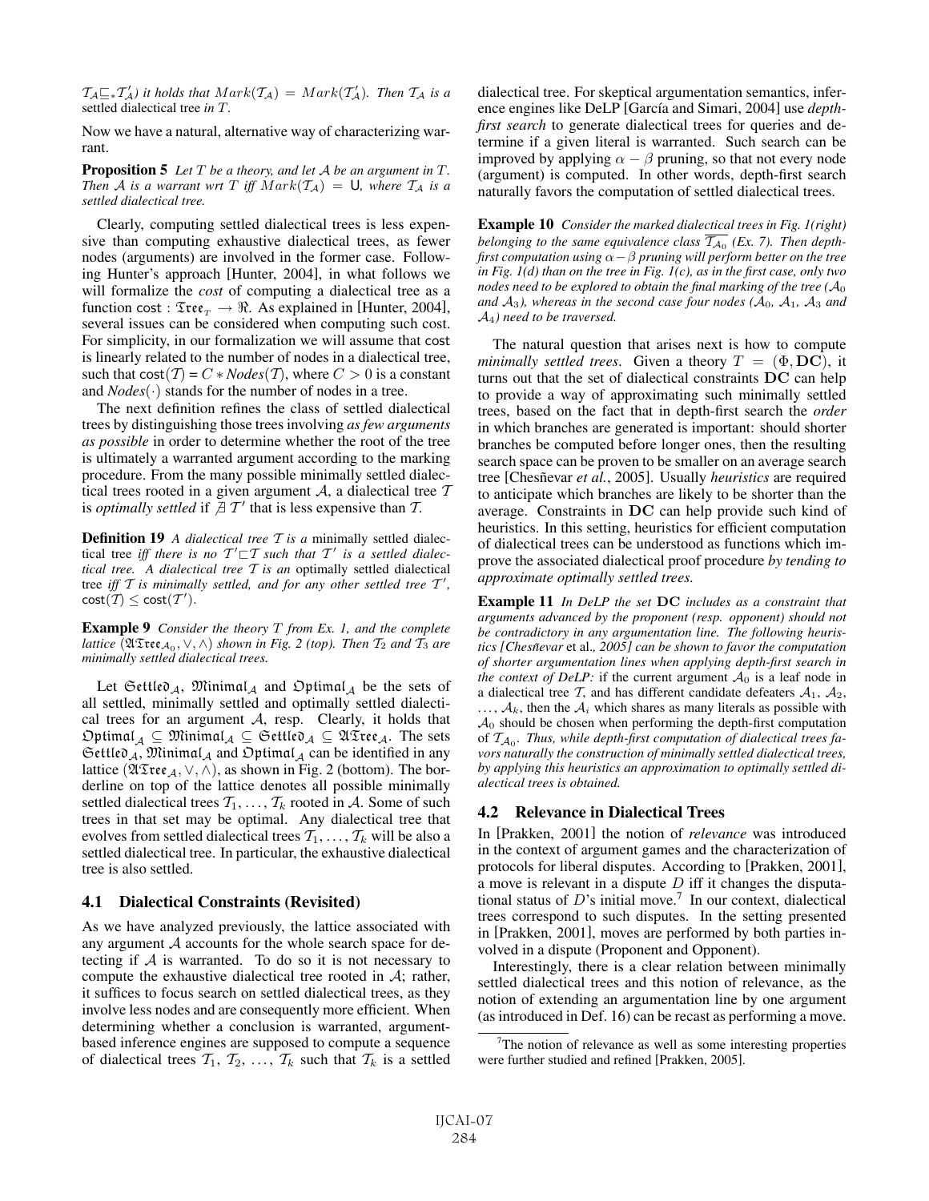$\mathcal{T}_\mathcal{A} \sqsubseteq_* \mathcal{T}'_\mathcal{A}$) *it holds that* $Mark(\mathcal{T}_\mathcal{A}) = Mark(\mathcal{T}'_\mathcal{A})$. *Then* $\mathcal{T}_\mathcal{A}$ *is a* settled dialectical tree *in* $T$.

Now we have a natural, alternative way of characterizing warrant.

**Proposition 5** *Let* $T$ *be a theory, and let* $\mathcal{A}$ *be an argument in* $T$. *Then* $\mathcal{A}$ *is a warrant wrt* $T$ *iff* $Mark(\mathcal{T}_\mathcal{A}) = \mathsf{U}$, *where* $\mathcal{T}_\mathcal{A}$ *is a settled dialectical tree.*

Clearly, computing settled dialectical trees is less expensive than computing exhaustive dialectical trees, as fewer nodes (arguments) are involved in the former case. Following Hunter's approach [Hunter, 2004], in what follows we will formalize the *cost* of computing a dialectical tree as a function $\mathsf{cost} : \mathfrak{Tree}_T \rightarrow \Re$. As explained in [Hunter, 2004], several issues can be considered when computing such cost. For simplicity, in our formalization we will assume that cost is linearly related to the number of nodes in a dialectical tree, such that $\mathsf{cost}(\mathcal{T}) = C * \mathit{Nodes}(\mathcal{T})$, where $C > 0$ is a constant and $\mathit{Nodes}(\cdot)$ stands for the number of nodes in a tree.

The next definition refines the class of settled dialectical trees by distinguishing those trees involving *as few arguments as possible* in order to determine whether the root of the tree is ultimately a warranted argument according to the marking procedure. From the many possible minimally settled dialectical trees rooted in a given argument $\mathcal{A}$, a dialectical tree $\mathcal{T}$ is *optimally settled* if $\not\exists\, \mathcal{T}'$ that is less expensive than $\mathcal{T}$.

**Definition 19** *A dialectical tree* $\mathcal{T}$ *is a* minimally settled dialectical tree *iff there is no* $\mathcal{T}' \sqsubset \mathcal{T}$ *such that* $\mathcal{T}'$ *is a settled dialectical tree. A dialectical tree* $\mathcal{T}$ *is an* optimally settled dialectical tree *iff* $\mathcal{T}$ *is minimally settled, and for any other settled tree* $\mathcal{T}'$, $\mathsf{cost}(\mathcal{T}) \leq \mathsf{cost}(\mathcal{T}')$.

**Example 9** *Consider the theory* $T$ *from Ex. 1, and the complete lattice* $(\mathfrak{ATree}_{\mathcal{A}_0}, \vee, \wedge)$ *shown in Fig. 2 (top). Then* $\mathcal{T}_2$ *and* $\mathcal{T}_3$ *are minimally settled dialectical trees.*

Let $\mathfrak{Settled}_\mathcal{A}$, $\mathfrak{Minimal}_\mathcal{A}$ and $\mathfrak{Optimal}_\mathcal{A}$ be the sets of all settled, minimally settled and optimally settled dialectical trees for an argument $\mathcal{A}$, resp. Clearly, it holds that $\mathfrak{Optimal}_\mathcal{A} \subseteq \mathfrak{Minimal}_\mathcal{A} \subseteq \mathfrak{Settled}_\mathcal{A} \subseteq \mathfrak{ATree}_\mathcal{A}$. The sets $\mathfrak{Settled}_\mathcal{A}$, $\mathfrak{Minimal}_\mathcal{A}$ and $\mathfrak{Optimal}_\mathcal{A}$ can be identified in any lattice $(\mathfrak{ATree}_\mathcal{A}, \vee, \wedge)$, as shown in Fig. 2 (bottom). The borderline on top of the lattice denotes all possible minimally settled dialectical trees $\mathcal{T}_1, \ldots, \mathcal{T}_k$ rooted in $\mathcal{A}$. Some of such trees in that set may be optimal. Any dialectical tree that evolves from settled dialectical trees $\mathcal{T}_1, \ldots, \mathcal{T}_k$ will be also a settled dialectical tree. In particular, the exhaustive dialectical tree is also settled.

## 4.1 Dialectical Constraints (Revisited)

As we have analyzed previously, the lattice associated with any argument $\mathcal{A}$ accounts for the whole search space for detecting if $\mathcal{A}$ is warranted. To do so it is not necessary to compute the exhaustive dialectical tree rooted in $\mathcal{A}$; rather, it suffices to focus search on settled dialectical trees, as they involve less nodes and are consequently more efficient. When determining whether a conclusion is warranted, argument-based inference engines are supposed to compute a sequence of dialectical trees $\mathcal{T}_1, \mathcal{T}_2, \ldots, \mathcal{T}_k$ such that $\mathcal{T}_k$ is a settled dialectical tree. For skeptical argumentation semantics, inference engines like DeLP [García and Simari, 2004] use *depth-first search* to generate dialectical trees for queries and determine if a given literal is warranted. Such search can be improved by applying $\alpha - \beta$ pruning, so that not every node (argument) is computed. In other words, depth-first search naturally favors the computation of settled dialectical trees.

**Example 10** *Consider the marked dialectical trees in Fig. 1(right) belonging to the same equivalence class* $\overline{\mathcal{T}_{\mathcal{A}_0}}$ *(Ex. 7). Then depth-first computation using* $\alpha - \beta$ *pruning will perform better on the tree in Fig. 1(d) than on the tree in Fig. 1(c), as in the first case, only two nodes need to be explored to obtain the final marking of the tree (*$\mathcal{A}_0$ *and* $\mathcal{A}_3$*), whereas in the second case four nodes (*$\mathcal{A}_0$*,* $\mathcal{A}_1$*,* $\mathcal{A}_3$ *and* $\mathcal{A}_4$*) need to be traversed.*

The natural question that arises next is how to compute *minimally settled trees*. Given a theory $T = (\Phi, \mathbf{DC})$, it turns out that the set of dialectical constraints $\mathbf{DC}$ can help to provide a way of approximating such minimally settled trees, based on the fact that in depth-first search the *order* in which branches are generated is important: should shorter branches be computed before longer ones, then the resulting search space can be proven to be smaller on an average search tree [Chesñevar *et al.*, 2005]. Usually *heuristics* are required to anticipate which branches are likely to be shorter than the average. Constraints in $\mathbf{DC}$ can help provide such kind of heuristics. In this setting, heuristics for efficient computation of dialectical trees can be understood as functions which improve the associated dialectical proof procedure *by tending to approximate optimally settled trees.*

**Example 11** *In DeLP the set* $\mathbf{DC}$ *includes as a constraint that arguments advanced by the proponent (resp. opponent) should not be contradictory in any argumentation line. The following heuristics [Chesñevar* et al.*, 2005] can be shown to favor the computation of shorter argumentation lines when applying depth-first search in the context of DeLP:* if the current argument $\mathcal{A}_0$ is a leaf node in a dialectical tree $\mathcal{T}$, and has different candidate defeaters $\mathcal{A}_1$, $\mathcal{A}_2$, $\ldots$, $\mathcal{A}_k$, then the $\mathcal{A}_i$ which shares as many literals as possible with $\mathcal{A}_0$ should be chosen when performing the depth-first computation of $\mathcal{T}_{\mathcal{A}_0}$. *Thus, while depth-first computation of dialectical trees favors naturally the construction of minimally settled dialectical trees, by applying this heuristics an approximation to optimally settled dialectical trees is obtained.*

## 4.2 Relevance in Dialectical Trees

In [Prakken, 2001] the notion of *relevance* was introduced in the context of argument games and the characterization of protocols for liberal disputes. According to [Prakken, 2001], a move is relevant in a dispute $D$ iff it changes the disputational status of $D$'s initial move.[7] In our context, dialectical trees correspond to such disputes. In the setting presented in [Prakken, 2001], moves are performed by both parties involved in a dispute (Proponent and Opponent).

Interestingly, there is a clear relation between minimally settled dialectical trees and this notion of relevance, as the notion of extending an argumentation line by one argument (as introduced in Def. 16) can be recast as performing a move.

[7] The notion of relevance as well as some interesting properties were further studied and refined [Prakken, 2005].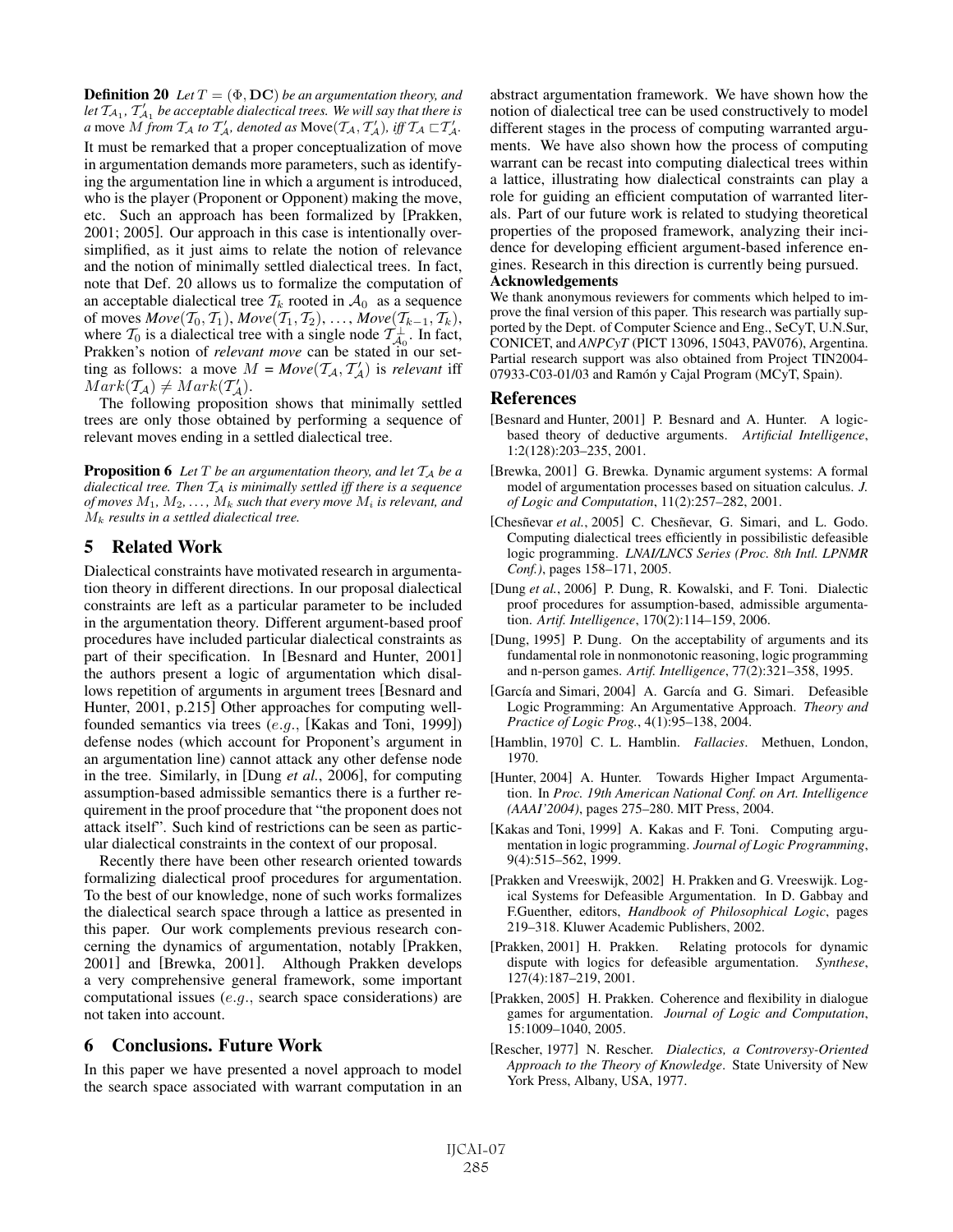**Definition 20** *Let $T = (\Phi, \mathbf{DC})$ be an argumentation theory, and let $\mathcal{T}_{\mathcal{A}_1}$, $\mathcal{T}'_{\mathcal{A}_1}$ be acceptable dialectical trees. We will say that there is a* move *$M$ from $\mathcal{T}_{\mathcal{A}}$ to $\mathcal{T}'_{\mathcal{A}}$, denoted as* Move$(\mathcal{T}_{\mathcal{A}}, \mathcal{T}'_{\mathcal{A}})$*, iff $\mathcal{T}_{\mathcal{A}} \sqsubset \mathcal{T}'_{\mathcal{A}}$.*

It must be remarked that a proper conceptualization of move in argumentation demands more parameters, such as identifying the argumentation line in which a argument is introduced, who is the player (Proponent or Opponent) making the move, etc. Such an approach has been formalized by [Prakken, 2001; 2005]. Our approach in this case is intentionally over-simplified, as it just aims to relate the notion of relevance and the notion of minimally settled dialectical trees. In fact, note that Def. 20 allows us to formalize the computation of an acceptable dialectical tree $\mathcal{T}_k$ rooted in $\mathcal{A}_0$ as a sequence of moves *Move*$(\mathcal{T}_0, \mathcal{T}_1)$, *Move*$(\mathcal{T}_1, \mathcal{T}_2)$, ..., *Move*$(\mathcal{T}_{k-1}, \mathcal{T}_k)$, where $\mathcal{T}_0$ is a dialectical tree with a single node $\mathcal{T}^{\perp}_{\mathcal{A}_0}$. In fact, Prakken's notion of *relevant move* can be stated in our setting as follows: a move $M$ = *Move*$(\mathcal{T}_{\mathcal{A}}, \mathcal{T}'_{\mathcal{A}})$ is *relevant* iff $Mark(\mathcal{T}_{\mathcal{A}}) \neq Mark(\mathcal{T}'_{\mathcal{A}})$.

The following proposition shows that minimally settled trees are only those obtained by performing a sequence of relevant moves ending in a settled dialectical tree.

**Proposition 6** *Let $T$ be an argumentation theory, and let $\mathcal{T}_{\mathcal{A}}$ be a dialectical tree. Then $\mathcal{T}_{\mathcal{A}}$ is minimally settled iff there is a sequence of moves $M_1, M_2, \ldots, M_k$ such that every move $M_i$ is relevant, and $M_k$ results in a settled dialectical tree.*

## 5 Related Work

Dialectical constraints have motivated research in argumentation theory in different directions. In our proposal dialectical constraints are left as a particular parameter to be included in the argumentation theory. Different argument-based proof procedures have included particular dialectical constraints as part of their specification. In [Besnard and Hunter, 2001] the authors present a logic of argumentation which disallows repetition of arguments in argument trees [Besnard and Hunter, 2001, p.215] Other approaches for computing well-founded semantics via trees (*e.g.*, [Kakas and Toni, 1999]) defense nodes (which account for Proponent's argument in an argumentation line) cannot attack any other defense node in the tree. Similarly, in [Dung *et al.*, 2006], for computing assumption-based admissible semantics there is a further requirement in the proof procedure that "the proponent does not attack itself". Such kind of restrictions can be seen as particular dialectical constraints in the context of our proposal.

Recently there have been other research oriented towards formalizing dialectical proof procedures for argumentation. To the best of our knowledge, none of such works formalizes the dialectical search space through a lattice as presented in this paper. Our work complements previous research concerning the dynamics of argumentation, notably [Prakken, 2001] and [Brewka, 2001]. Although Prakken develops a very comprehensive general framework, some important computational issues (*e.g.*, search space considerations) are not taken into account.

## 6 Conclusions. Future Work

In this paper we have presented a novel approach to model the search space associated with warrant computation in an abstract argumentation framework. We have shown how the notion of dialectical tree can be used constructively to model different stages in the process of computing warranted arguments. We have also shown how the process of computing warrant can be recast into computing dialectical trees within a lattice, illustrating how dialectical constraints can play a role for guiding an efficient computation of warranted literals. Part of our future work is related to studying theoretical properties of the proposed framework, analyzing their incidence for developing efficient argument-based inference engines. Research in this direction is currently being pursued.

### Acknowledgements

We thank anonymous reviewers for comments which helped to improve the final version of this paper. This research was partially supported by the Dept. of Computer Science and Eng., SeCyT, U.N.Sur, CONICET, and *ANPCyT* (PICT 13096, 15043, PAV076), Argentina. Partial research support was also obtained from Project TIN2004-07933-C03-01/03 and Ramón y Cajal Program (MCyT, Spain).

## References

[Besnard and Hunter, 2001] P. Besnard and A. Hunter. A logic-based theory of deductive arguments. *Artificial Intelligence*, 1:2(128):203–235, 2001.

[Brewka, 2001] G. Brewka. Dynamic argument systems: A formal model of argumentation processes based on situation calculus. *J. of Logic and Computation*, 11(2):257–282, 2001.

[Chesñevar *et al.*, 2005] C. Chesñevar, G. Simari, and L. Godo. Computing dialectical trees efficiently in possibilistic defeasible logic programming. *LNAI/LNCS Series (Proc. 8th Intl. LPNMR Conf.)*, pages 158–171, 2005.

[Dung *et al.*, 2006] P. Dung, R. Kowalski, and F. Toni. Dialectic proof procedures for assumption-based, admissible argumentation. *Artif. Intelligence*, 170(2):114–159, 2006.

[Dung, 1995] P. Dung. On the acceptability of arguments and its fundamental role in nonmonotonic reasoning, logic programming and n-person games. *Artif. Intelligence*, 77(2):321–358, 1995.

[García and Simari, 2004] A. García and G. Simari. Defeasible Logic Programming: An Argumentative Approach. *Theory and Practice of Logic Prog.*, 4(1):95–138, 2004.

[Hamblin, 1970] C. L. Hamblin. *Fallacies*. Methuen, London, 1970.

[Hunter, 2004] A. Hunter. Towards Higher Impact Argumentation. In *Proc. 19th American National Conf. on Art. Intelligence (AAAI'2004)*, pages 275–280. MIT Press, 2004.

[Kakas and Toni, 1999] A. Kakas and F. Toni. Computing argumentation in logic programming. *Journal of Logic Programming*, 9(4):515–562, 1999.

[Prakken and Vreeswijk, 2002] H. Prakken and G. Vreeswijk. Logical Systems for Defeasible Argumentation. In D. Gabbay and F.Guenther, editors, *Handbook of Philosophical Logic*, pages 219–318. Kluwer Academic Publishers, 2002.

[Prakken, 2001] H. Prakken. Relating protocols for dynamic dispute with logics for defeasible argumentation. *Synthese*, 127(4):187–219, 2001.

[Prakken, 2005] H. Prakken. Coherence and flexibility in dialogue games for argumentation. *Journal of Logic and Computation*, 15:1009–1040, 2005.

[Rescher, 1977] N. Rescher. *Dialectics, a Controversy-Oriented Approach to the Theory of Knowledge*. State University of New York Press, Albany, USA, 1977.